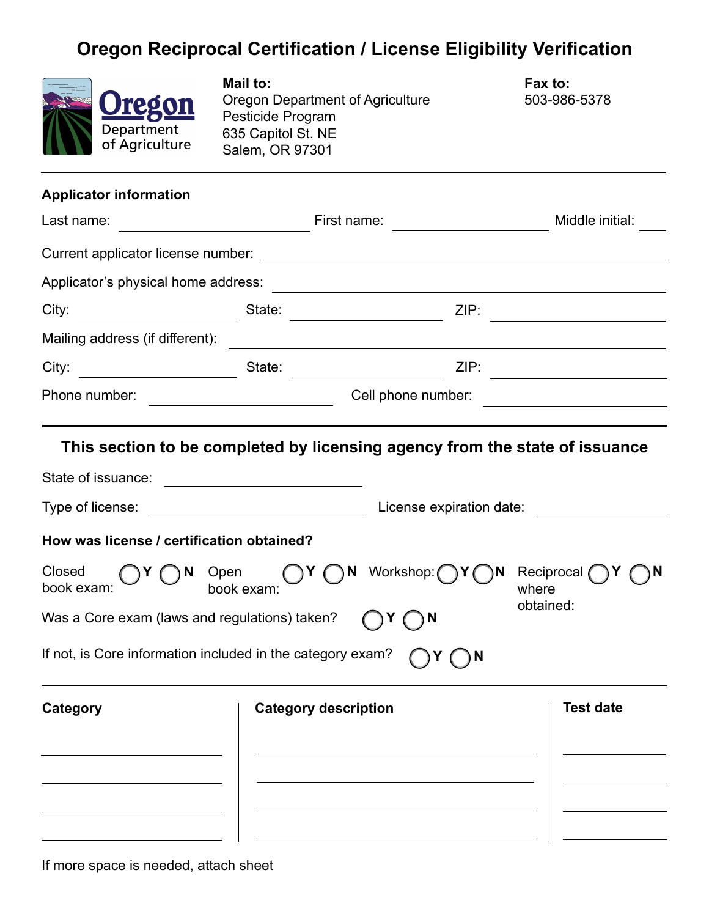# Oregon Reciprocal Certification / License Eligibility Verification

Oregon Department of Agriculture

**Mail to:**
Oregon Department of Agriculture
Pesticide Program
635 Capitol St. NE
Salem, OR 97301

**Fax to:**
503-986-5378

---

### Applicator information

Last name: ____________________ First name: ____________________ Middle initial: ____

Current applicator license number: ________________________________________

Applicator's physical home address: ________________________________________

City: ______________ State: ______________ ZIP: ______________

Mailing address (if different): ________________________________________

City: ______________ State: ______________ ZIP: ______________

Phone number: ____________________ Cell phone number: ____________________

---

### This section to be completed by licensing agency from the state of issuance

State of issuance: ____________________

Type of license: ____________________ License expiration date: ______________

**How was license / certification obtained?**

Closed book exam: ◯ **Y** ◯ **N** Open book exam: ◯ **Y** ◯ **N** Workshop: ◯ **Y** ◯ **N** Reciprocal where obtained: ◯ **Y** ◯ **N**

Was a Core exam (laws and regulations) taken? ◯ **Y** ◯ **N**

If not, is Core information included in the category exam? ◯ **Y** ◯ **N**

---

| Category | Category description | Test date |
| --- | --- | --- |
| | | |
| | | |
| | | |
| | | |

If more space is needed, attach sheet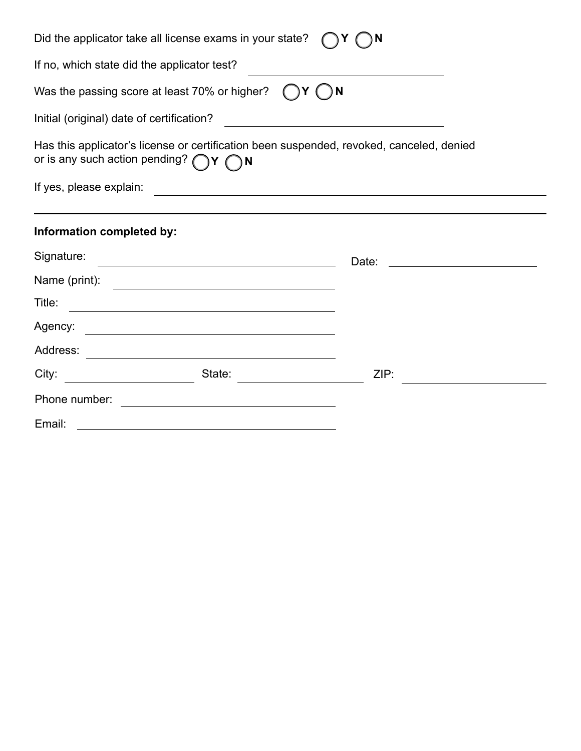Did the applicator take all license exams in your state? ◯ **Y** ◯ **N**

If no, which state did the applicator test? \_\_\_\_\_\_\_\_\_\_\_\_\_\_\_\_\_\_\_\_

Was the passing score at least 70% or higher? ◯ **Y** ◯ **N**

Initial (original) date of certification? \_\_\_\_\_\_\_\_\_\_\_\_\_\_\_\_\_\_\_\_

Has this applicator's license or certification been suspended, revoked, canceled, denied or is any such action pending? ◯ **Y** ◯ **N**

If yes, please explain: \_\_\_\_\_\_\_\_\_\_\_\_\_\_\_\_\_\_\_\_

---

**Information completed by:**

Signature: \_\_\_\_\_\_\_\_\_\_\_\_\_\_\_\_\_\_\_\_ Date: \_\_\_\_\_\_\_\_\_\_\_\_\_\_\_\_\_\_\_\_

Name (print): \_\_\_\_\_\_\_\_\_\_\_\_\_\_\_\_\_\_\_\_

Title: \_\_\_\_\_\_\_\_\_\_\_\_\_\_\_\_\_\_\_\_

Agency: \_\_\_\_\_\_\_\_\_\_\_\_\_\_\_\_\_\_\_\_

Address: \_\_\_\_\_\_\_\_\_\_\_\_\_\_\_\_\_\_\_\_

City: \_\_\_\_\_\_\_\_\_\_\_\_\_\_\_\_\_\_\_\_ State: \_\_\_\_\_\_\_\_\_\_\_\_\_\_\_\_\_\_\_\_ ZIP: \_\_\_\_\_\_\_\_\_\_\_\_\_\_\_\_\_\_\_\_

Phone number: \_\_\_\_\_\_\_\_\_\_\_\_\_\_\_\_\_\_\_\_

Email: \_\_\_\_\_\_\_\_\_\_\_\_\_\_\_\_\_\_\_\_